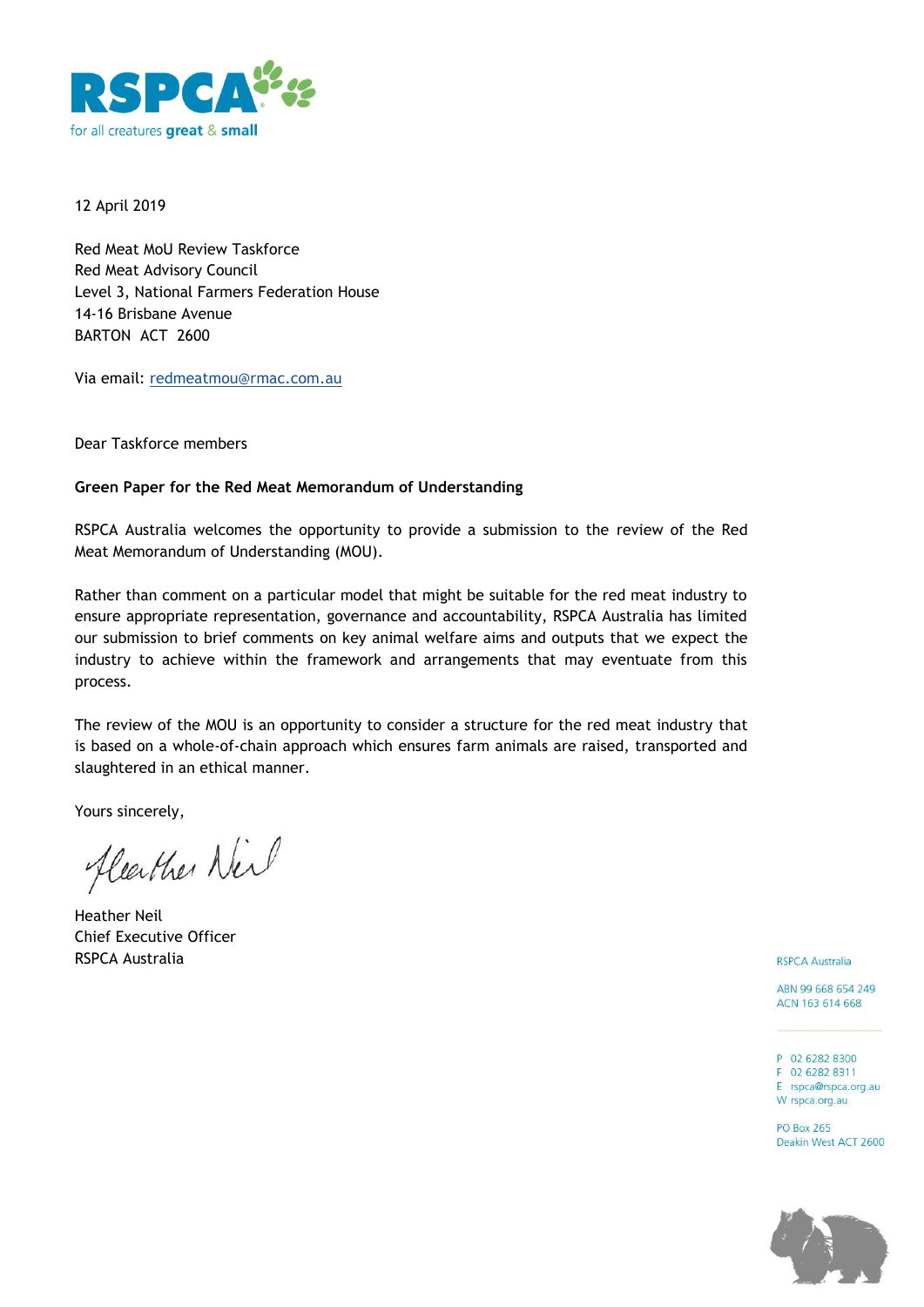RSPCA

for all creatures great & small

12 April 2019

Red Meat MoU Review Taskforce
Red Meat Advisory Council
Level 3, National Farmers Federation House
14-16 Brisbane Avenue
BARTON ACT 2600

Via email: redmeatmou@rmac.com.au

Dear Taskforce members

**Green Paper for the Red Meat Memorandum of Understanding**

RSPCA Australia welcomes the opportunity to provide a submission to the review of the Red Meat Memorandum of Understanding (MOU).

Rather than comment on a particular model that might be suitable for the red meat industry to ensure appropriate representation, governance and accountability, RSPCA Australia has limited our submission to brief comments on key animal welfare aims and outputs that we expect the industry to achieve within the framework and arrangements that may eventuate from this process.

The review of the MOU is an opportunity to consider a structure for the red meat industry that is based on a whole-of-chain approach which ensures farm animals are raised, transported and slaughtered in an ethical manner.

Yours sincerely,

Heather Neil
Chief Executive Officer
RSPCA Australia

RSPCA Australia

ABN 99 668 654 249
ACN 163 614 668

P 02 6282 8300
F 02 6282 8311
E rspca@rspca.org.au
W rspca.org.au

PO Box 265
Deakin West ACT 2600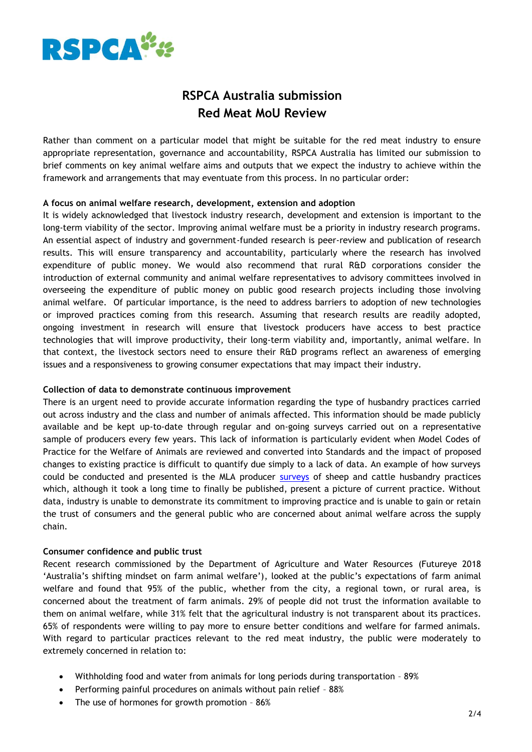# RSPCA Australia submission
# Red Meat MoU Review

Rather than comment on a particular model that might be suitable for the red meat industry to ensure appropriate representation, governance and accountability, RSPCA Australia has limited our submission to brief comments on key animal welfare aims and outputs that we expect the industry to achieve within the framework and arrangements that may eventuate from this process. In no particular order:

**A focus on animal welfare research, development, extension and adoption**

It is widely acknowledged that livestock industry research, development and extension is important to the long-term viability of the sector. Improving animal welfare must be a priority in industry research programs. An essential aspect of industry and government-funded research is peer-review and publication of research results. This will ensure transparency and accountability, particularly where the research has involved expenditure of public money. We would also recommend that rural R&D corporations consider the introduction of external community and animal welfare representatives to advisory committees involved in overseeing the expenditure of public money on public good research projects including those involving animal welfare. Of particular importance, is the need to address barriers to adoption of new technologies or improved practices coming from this research. Assuming that research results are readily adopted, ongoing investment in research will ensure that livestock producers have access to best practice technologies that will improve productivity, their long-term viability and, importantly, animal welfare. In that context, the livestock sectors need to ensure their R&D programs reflect an awareness of emerging issues and a responsiveness to growing consumer expectations that may impact their industry.

**Collection of data to demonstrate continuous improvement**

There is an urgent need to provide accurate information regarding the type of husbandry practices carried out across industry and the class and number of animals affected. This information should be made publicly available and be kept up-to-date through regular and on-going surveys carried out on a representative sample of producers every few years. This lack of information is particularly evident when Model Codes of Practice for the Welfare of Animals are reviewed and converted into Standards and the impact of proposed changes to existing practice is difficult to quantify due simply to a lack of data. An example of how surveys could be conducted and presented is the MLA producer surveys of sheep and cattle husbandry practices which, although it took a long time to finally be published, present a picture of current practice. Without data, industry is unable to demonstrate its commitment to improving practice and is unable to gain or retain the trust of consumers and the general public who are concerned about animal welfare across the supply chain.

**Consumer confidence and public trust**

Recent research commissioned by the Department of Agriculture and Water Resources (Futureye 2018 'Australia's shifting mindset on farm animal welfare'), looked at the public's expectations of farm animal welfare and found that 95% of the public, whether from the city, a regional town, or rural area, is concerned about the treatment of farm animals. 29% of people did not trust the information available to them on animal welfare, while 31% felt that the agricultural industry is not transparent about its practices. 65% of respondents were willing to pay more to ensure better conditions and welfare for farmed animals. With regard to particular practices relevant to the red meat industry, the public were moderately to extremely concerned in relation to:

- Withholding food and water from animals for long periods during transportation – 89%
- Performing painful procedures on animals without pain relief – 88%
- The use of hormones for growth promotion – 86%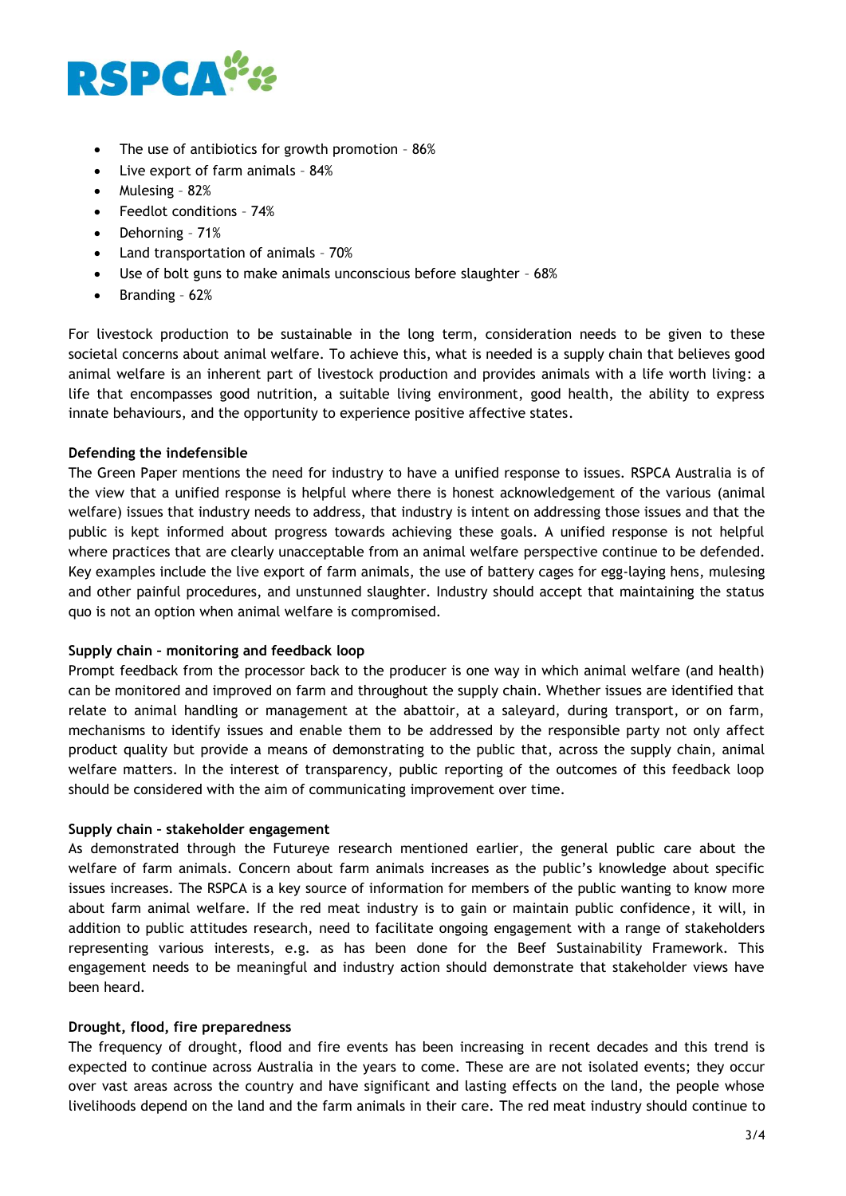- The use of antibiotics for growth promotion – 86%
- Live export of farm animals – 84%
- Mulesing – 82%
- Feedlot conditions – 74%
- Dehorning – 71%
- Land transportation of animals – 70%
- Use of bolt guns to make animals unconscious before slaughter – 68%
- Branding – 62%

For livestock production to be sustainable in the long term, consideration needs to be given to these societal concerns about animal welfare. To achieve this, what is needed is a supply chain that believes good animal welfare is an inherent part of livestock production and provides animals with a life worth living: a life that encompasses good nutrition, a suitable living environment, good health, the ability to express innate behaviours, and the opportunity to experience positive affective states.

**Defending the indefensible**

The Green Paper mentions the need for industry to have a unified response to issues. RSPCA Australia is of the view that a unified response is helpful where there is honest acknowledgement of the various (animal welfare) issues that industry needs to address, that industry is intent on addressing those issues and that the public is kept informed about progress towards achieving these goals. A unified response is not helpful where practices that are clearly unacceptable from an animal welfare perspective continue to be defended. Key examples include the live export of farm animals, the use of battery cages for egg-laying hens, mulesing and other painful procedures, and unstunned slaughter. Industry should accept that maintaining the status quo is not an option when animal welfare is compromised.

**Supply chain – monitoring and feedback loop**

Prompt feedback from the processor back to the producer is one way in which animal welfare (and health) can be monitored and improved on farm and throughout the supply chain. Whether issues are identified that relate to animal handling or management at the abattoir, at a saleyard, during transport, or on farm, mechanisms to identify issues and enable them to be addressed by the responsible party not only affect product quality but provide a means of demonstrating to the public that, across the supply chain, animal welfare matters. In the interest of transparency, public reporting of the outcomes of this feedback loop should be considered with the aim of communicating improvement over time.

**Supply chain – stakeholder engagement**

As demonstrated through the Futureye research mentioned earlier, the general public care about the welfare of farm animals. Concern about farm animals increases as the public's knowledge about specific issues increases. The RSPCA is a key source of information for members of the public wanting to know more about farm animal welfare. If the red meat industry is to gain or maintain public confidence, it will, in addition to public attitudes research, need to facilitate ongoing engagement with a range of stakeholders representing various interests, e.g. as has been done for the Beef Sustainability Framework. This engagement needs to be meaningful and industry action should demonstrate that stakeholder views have been heard.

**Drought, flood, fire preparedness**

The frequency of drought, flood and fire events has been increasing in recent decades and this trend is expected to continue across Australia in the years to come. These are are not isolated events; they occur over vast areas across the country and have significant and lasting effects on the land, the people whose livelihoods depend on the land and the farm animals in their care. The red meat industry should continue to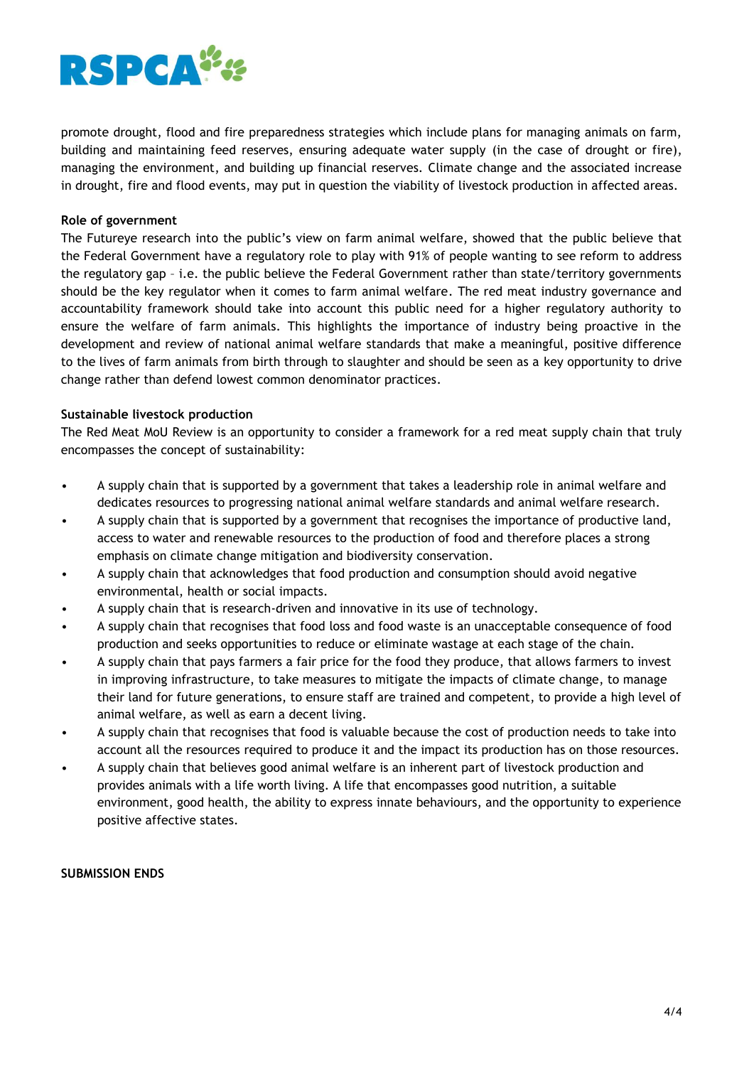promote drought, flood and fire preparedness strategies which include plans for managing animals on farm, building and maintaining feed reserves, ensuring adequate water supply (in the case of drought or fire), managing the environment, and building up financial reserves. Climate change and the associated increase in drought, fire and flood events, may put in question the viability of livestock production in affected areas.

**Role of government**
The Futureye research into the public's view on farm animal welfare, showed that the public believe that the Federal Government have a regulatory role to play with 91% of people wanting to see reform to address the regulatory gap – i.e. the public believe the Federal Government rather than state/territory governments should be the key regulator when it comes to farm animal welfare. The red meat industry governance and accountability framework should take into account this public need for a higher regulatory authority to ensure the welfare of farm animals. This highlights the importance of industry being proactive in the development and review of national animal welfare standards that make a meaningful, positive difference to the lives of farm animals from birth through to slaughter and should be seen as a key opportunity to drive change rather than defend lowest common denominator practices.

**Sustainable livestock production**
The Red Meat MoU Review is an opportunity to consider a framework for a red meat supply chain that truly encompasses the concept of sustainability:

- A supply chain that is supported by a government that takes a leadership role in animal welfare and dedicates resources to progressing national animal welfare standards and animal welfare research.
- A supply chain that is supported by a government that recognises the importance of productive land, access to water and renewable resources to the production of food and therefore places a strong emphasis on climate change mitigation and biodiversity conservation.
- A supply chain that acknowledges that food production and consumption should avoid negative environmental, health or social impacts.
- A supply chain that is research-driven and innovative in its use of technology.
- A supply chain that recognises that food loss and food waste is an unacceptable consequence of food production and seeks opportunities to reduce or eliminate wastage at each stage of the chain.
- A supply chain that pays farmers a fair price for the food they produce, that allows farmers to invest in improving infrastructure, to take measures to mitigate the impacts of climate change, to manage their land for future generations, to ensure staff are trained and competent, to provide a high level of animal welfare, as well as earn a decent living.
- A supply chain that recognises that food is valuable because the cost of production needs to take into account all the resources required to produce it and the impact its production has on those resources.
- A supply chain that believes good animal welfare is an inherent part of livestock production and provides animals with a life worth living. A life that encompasses good nutrition, a suitable environment, good health, the ability to express innate behaviours, and the opportunity to experience positive affective states.

**SUBMISSION ENDS**